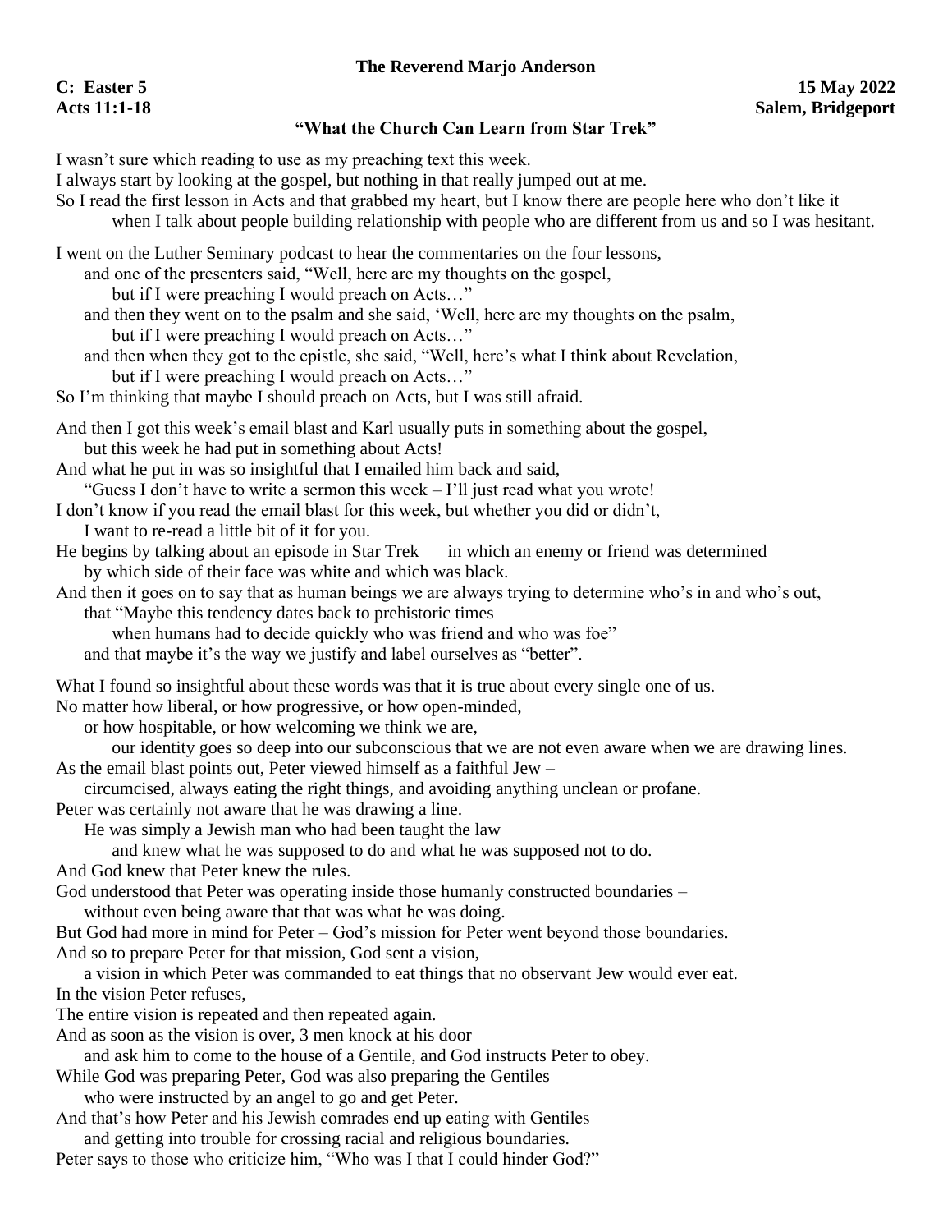**The Reverend Marjo Anderson**

**C: Easter 5** **15 May 2022**
**Acts 11:1-18** **Salem, Bridgeport**

**"What the Church Can Learn from Star Trek"**

I wasn't sure which reading to use as my preaching text this week.
I always start by looking at the gospel, but nothing in that really jumped out at me.
So I read the first lesson in Acts and that grabbed my heart, but I know there are people here who don't like it when I talk about people building relationship with people who are different from us and so I was hesitant.

I went on the Luther Seminary podcast to hear the commentaries on the four lessons,
and one of the presenters said, "Well, here are my thoughts on the gospel,
but if I were preaching I would preach on Acts…"
and then they went on to the psalm and she said, 'Well, here are my thoughts on the psalm,
but if I were preaching I would preach on Acts…"
and then when they got to the epistle, she said, "Well, here's what I think about Revelation,
but if I were preaching I would preach on Acts…"
So I'm thinking that maybe I should preach on Acts, but I was still afraid.

And then I got this week's email blast and Karl usually puts in something about the gospel,
but this week he had put in something about Acts!
And what he put in was so insightful that I emailed him back and said,
"Guess I don't have to write a sermon this week – I'll just read what you wrote!
I don't know if you read the email blast for this week, but whether you did or didn't,
I want to re-read a little bit of it for you.
He begins by talking about an episode in Star Trek in which an enemy or friend was determined
by which side of their face was white and which was black.
And then it goes on to say that as human beings we are always trying to determine who's in and who's out,
that "Maybe this tendency dates back to prehistoric times
when humans had to decide quickly who was friend and who was foe"
and that maybe it's the way we justify and label ourselves as "better".

What I found so insightful about these words was that it is true about every single one of us.
No matter how liberal, or how progressive, or how open-minded,
or how hospitable, or how welcoming we think we are,
our identity goes so deep into our subconscious that we are not even aware when we are drawing lines.
As the email blast points out, Peter viewed himself as a faithful Jew –
circumcised, always eating the right things, and avoiding anything unclean or profane.
Peter was certainly not aware that he was drawing a line.
He was simply a Jewish man who had been taught the law
and knew what he was supposed to do and what he was supposed not to do.
And God knew that Peter knew the rules.
God understood that Peter was operating inside those humanly constructed boundaries –
without even being aware that that was what he was doing.
But God had more in mind for Peter – God's mission for Peter went beyond those boundaries.
And so to prepare Peter for that mission, God sent a vision,
a vision in which Peter was commanded to eat things that no observant Jew would ever eat.
In the vision Peter refuses,
The entire vision is repeated and then repeated again.
And as soon as the vision is over, 3 men knock at his door
and ask him to come to the house of a Gentile, and God instructs Peter to obey.
While God was preparing Peter, God was also preparing the Gentiles
who were instructed by an angel to go and get Peter.
And that's how Peter and his Jewish comrades end up eating with Gentiles
and getting into trouble for crossing racial and religious boundaries.
Peter says to those who criticize him, "Who was I that I could hinder God?"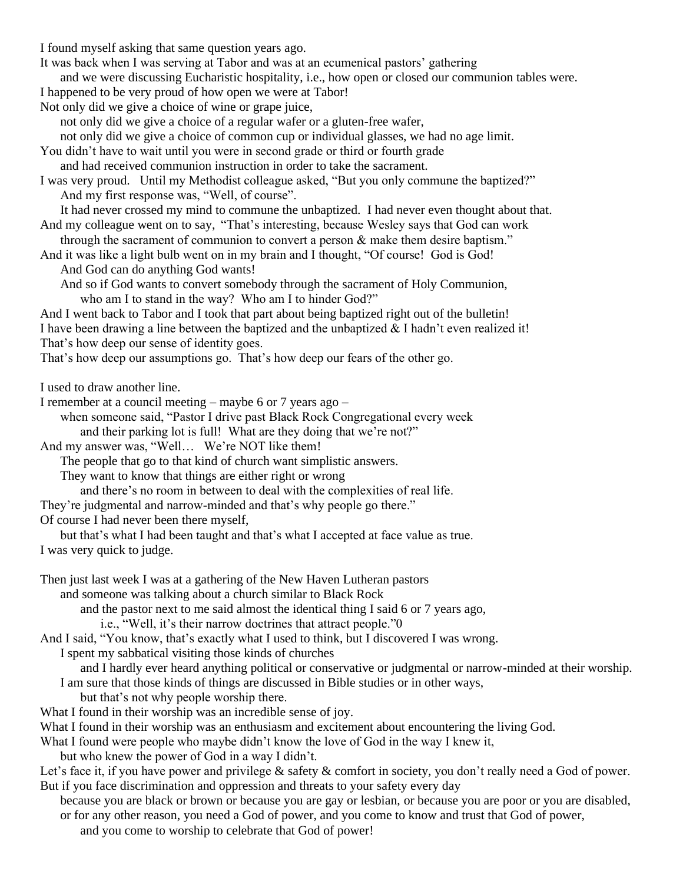I found myself asking that same question years ago.
It was back when I was serving at Tabor and was at an ecumenical pastors' gathering
and we were discussing Eucharistic hospitality, i.e., how open or closed our communion tables were.
I happened to be very proud of how open we were at Tabor!
Not only did we give a choice of wine or grape juice,
not only did we give a choice of a regular wafer or a gluten-free wafer,
not only did we give a choice of common cup or individual glasses, we had no age limit.
You didn't have to wait until you were in second grade or third or fourth grade
and had received communion instruction in order to take the sacrament.
I was very proud. Until my Methodist colleague asked, "But you only commune the baptized?"
And my first response was, "Well, of course".
It had never crossed my mind to commune the unbaptized. I had never even thought about that.
And my colleague went on to say, "That's interesting, because Wesley says that God can work
through the sacrament of communion to convert a person & make them desire baptism."
And it was like a light bulb went on in my brain and I thought, "Of course! God is God!
And God can do anything God wants!
And so if God wants to convert somebody through the sacrament of Holy Communion,
who am I to stand in the way? Who am I to hinder God?"
And I went back to Tabor and I took that part about being baptized right out of the bulletin!
I have been drawing a line between the baptized and the unbaptized & I hadn't even realized it!
That's how deep our sense of identity goes.
That's how deep our assumptions go. That's how deep our fears of the other go.

I used to draw another line.
I remember at a council meeting – maybe 6 or 7 years ago –
when someone said, "Pastor I drive past Black Rock Congregational every week
and their parking lot is full! What are they doing that we're not?"
And my answer was, "Well… We're NOT like them!
The people that go to that kind of church want simplistic answers.
They want to know that things are either right or wrong
and there's no room in between to deal with the complexities of real life.
They're judgmental and narrow-minded and that's why people go there."
Of course I had never been there myself,
but that's what I had been taught and that's what I accepted at face value as true.
I was very quick to judge.

Then just last week I was at a gathering of the New Haven Lutheran pastors
and someone was talking about a church similar to Black Rock
and the pastor next to me said almost the identical thing I said 6 or 7 years ago,
i.e., "Well, it's their narrow doctrines that attract people."0
And I said, "You know, that's exactly what I used to think, but I discovered I was wrong.
I spent my sabbatical visiting those kinds of churches
and I hardly ever heard anything political or conservative or judgmental or narrow-minded at their worship.
I am sure that those kinds of things are discussed in Bible studies or in other ways,
but that's not why people worship there.
What I found in their worship was an incredible sense of joy.
What I found in their worship was an enthusiasm and excitement about encountering the living God.
What I found were people who maybe didn't know the love of God in the way I knew it,
but who knew the power of God in a way I didn't.
Let's face it, if you have power and privilege & safety & comfort in society, you don't really need a God of power.
But if you face discrimination and oppression and threats to your safety every day
because you are black or brown or because you are gay or lesbian, or because you are poor or you are disabled,
or for any other reason, you need a God of power, and you come to know and trust that God of power,
and you come to worship to celebrate that God of power!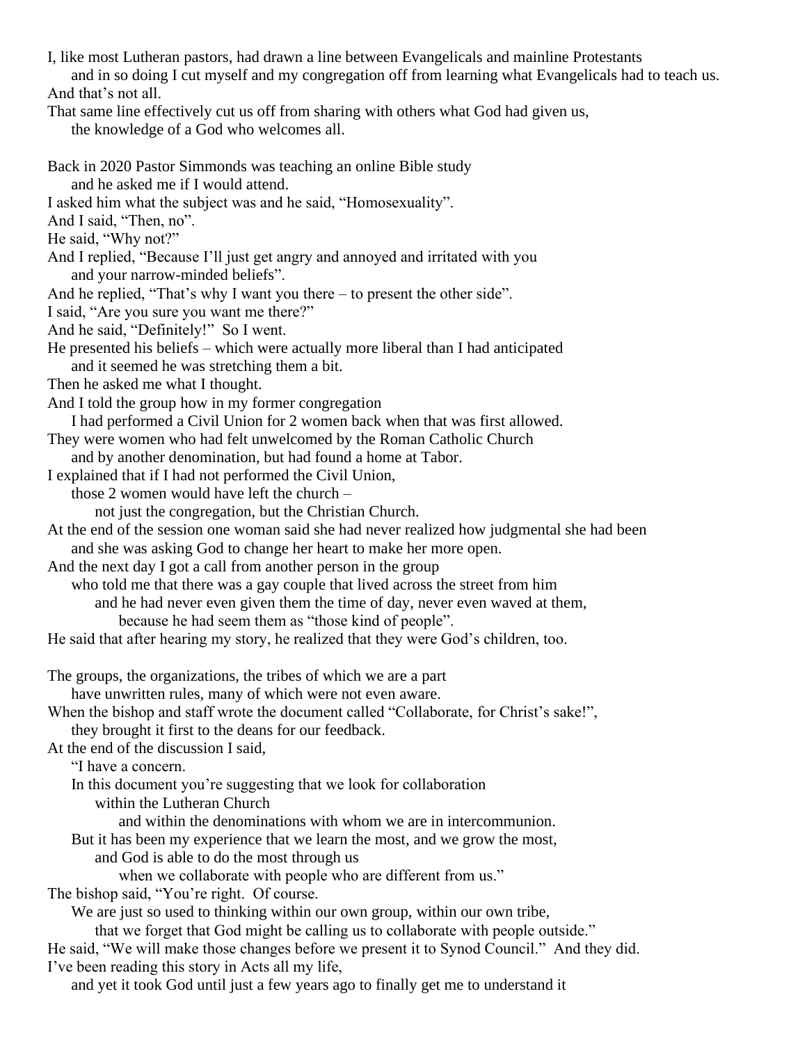I, like most Lutheran pastors, had drawn a line between Evangelicals and mainline Protestants
and in so doing I cut myself and my congregation off from learning what Evangelicals had to teach us.
And that's not all.
That same line effectively cut us off from sharing with others what God had given us,
the knowledge of a God who welcomes all.

Back in 2020 Pastor Simmonds was teaching an online Bible study
and he asked me if I would attend.
I asked him what the subject was and he said, "Homosexuality".
And I said, "Then, no".
He said, "Why not?"
And I replied, "Because I'll just get angry and annoyed and irritated with you
and your narrow-minded beliefs".
And he replied, "That's why I want you there – to present the other side".
I said, "Are you sure you want me there?"
And he said, "Definitely!" So I went.
He presented his beliefs – which were actually more liberal than I had anticipated
and it seemed he was stretching them a bit.
Then he asked me what I thought.
And I told the group how in my former congregation
I had performed a Civil Union for 2 women back when that was first allowed.
They were women who had felt unwelcomed by the Roman Catholic Church
and by another denomination, but had found a home at Tabor.
I explained that if I had not performed the Civil Union,
those 2 women would have left the church –
not just the congregation, but the Christian Church.
At the end of the session one woman said she had never realized how judgmental she had been
and she was asking God to change her heart to make her more open.
And the next day I got a call from another person in the group
who told me that there was a gay couple that lived across the street from him
and he had never even given them the time of day, never even waved at them,
because he had seem them as "those kind of people".
He said that after hearing my story, he realized that they were God's children, too.

The groups, the organizations, the tribes of which we are a part
have unwritten rules, many of which were not even aware.
When the bishop and staff wrote the document called "Collaborate, for Christ's sake!",
they brought it first to the deans for our feedback.
At the end of the discussion I said,
"I have a concern.
In this document you're suggesting that we look for collaboration
within the Lutheran Church
and within the denominations with whom we are in intercommunion.
But it has been my experience that we learn the most, and we grow the most,
and God is able to do the most through us
when we collaborate with people who are different from us."
The bishop said, "You're right. Of course.
We are just so used to thinking within our own group, within our own tribe,
that we forget that God might be calling us to collaborate with people outside."
He said, "We will make those changes before we present it to Synod Council." And they did.
I've been reading this story in Acts all my life,
and yet it took God until just a few years ago to finally get me to understand it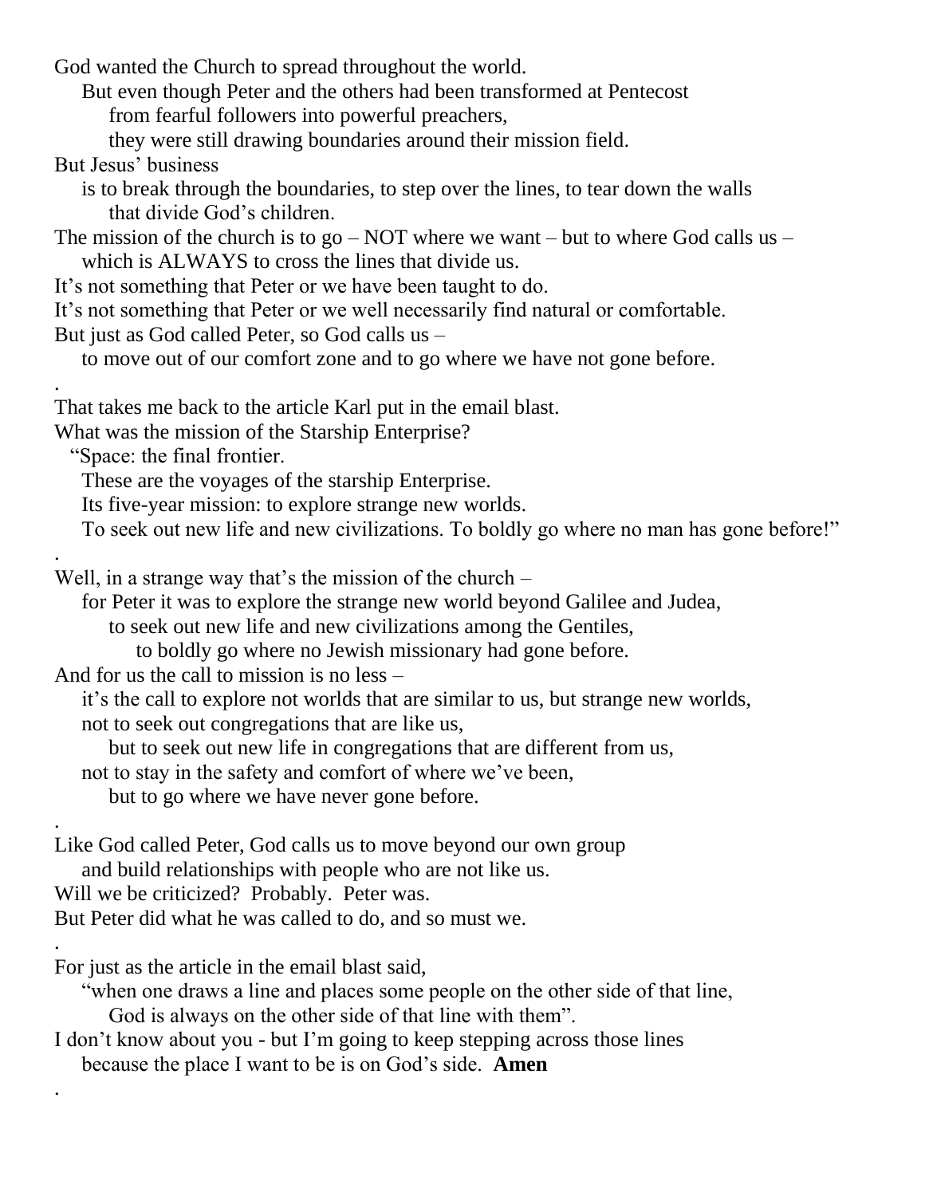God wanted the Church to spread throughout the world.
But even though Peter and the others had been transformed at Pentecost
from fearful followers into powerful preachers,
they were still drawing boundaries around their mission field.
But Jesus' business
is to break through the boundaries, to step over the lines, to tear down the walls
that divide God's children.
The mission of the church is to go – NOT where we want – but to where God calls us –
which is ALWAYS to cross the lines that divide us.
It's not something that Peter or we have been taught to do.
It's not something that Peter or we well necessarily find natural or comfortable.
But just as God called Peter, so God calls us –
to move out of our comfort zone and to go where we have not gone before.

.

That takes me back to the article Karl put in the email blast.
What was the mission of the Starship Enterprise?
"Space: the final frontier.
These are the voyages of the starship Enterprise.
Its five-year mission: to explore strange new worlds.
To seek out new life and new civilizations. To boldly go where no man has gone before!"

.

Well, in a strange way that's the mission of the church –
for Peter it was to explore the strange new world beyond Galilee and Judea,
to seek out new life and new civilizations among the Gentiles,
to boldly go where no Jewish missionary had gone before.
And for us the call to mission is no less –
it's the call to explore not worlds that are similar to us, but strange new worlds,
not to seek out congregations that are like us,
but to seek out new life in congregations that are different from us,
not to stay in the safety and comfort of where we've been,
but to go where we have never gone before.

.

Like God called Peter, God calls us to move beyond our own group
and build relationships with people who are not like us.
Will we be criticized? Probably. Peter was.
But Peter did what he was called to do, and so must we.

.

For just as the article in the email blast said,
"when one draws a line and places some people on the other side of that line,
God is always on the other side of that line with them".
I don't know about you - but I'm going to keep stepping across those lines
because the place I want to be is on God's side. **Amen**

.